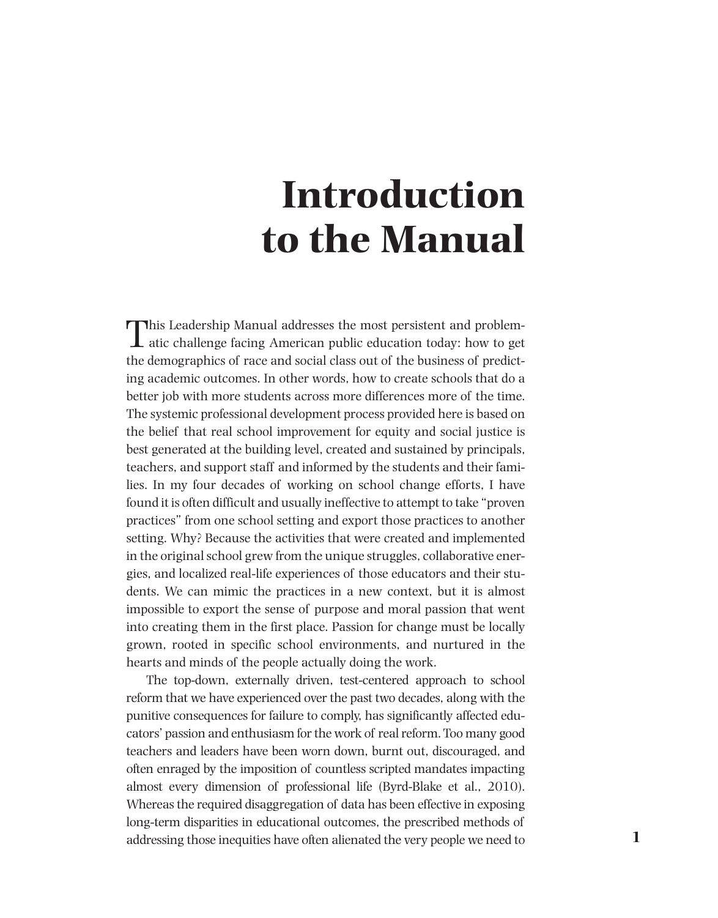# Introduction to the Manual

This Leadership Manual addresses the most persistent and problematic challenge facing American public education today: how to get the demographics of race and social class out of the business of predicting academic outcomes. In other words, how to create schools that do a better job with more students across more differences more of the time. The systemic professional development process provided here is based on the belief that real school improvement for equity and social justice is best generated at the building level, created and sustained by principals, teachers, and support staff and informed by the students and their families. In my four decades of working on school change efforts, I have found it is often difficult and usually ineffective to attempt to take "proven practices" from one school setting and export those practices to another setting. Why? Because the activities that were created and implemented in the original school grew from the unique struggles, collaborative energies, and localized real-life experiences of those educators and their students. We can mimic the practices in a new context, but it is almost impossible to export the sense of purpose and moral passion that went into creating them in the first place. Passion for change must be locally grown, rooted in specific school environments, and nurtured in the hearts and minds of the people actually doing the work.

The top-down, externally driven, test-centered approach to school reform that we have experienced over the past two decades, along with the punitive consequences for failure to comply, has significantly affected educators' passion and enthusiasm for the work of real reform. Too many good teachers and leaders have been worn down, burnt out, discouraged, and often enraged by the imposition of countless scripted mandates impacting almost every dimension of professional life (Byrd-Blake et al., 2010). Whereas the required disaggregation of data has been effective in exposing long-term disparities in educational outcomes, the prescribed methods of addressing those inequities have often alienated the very people we need to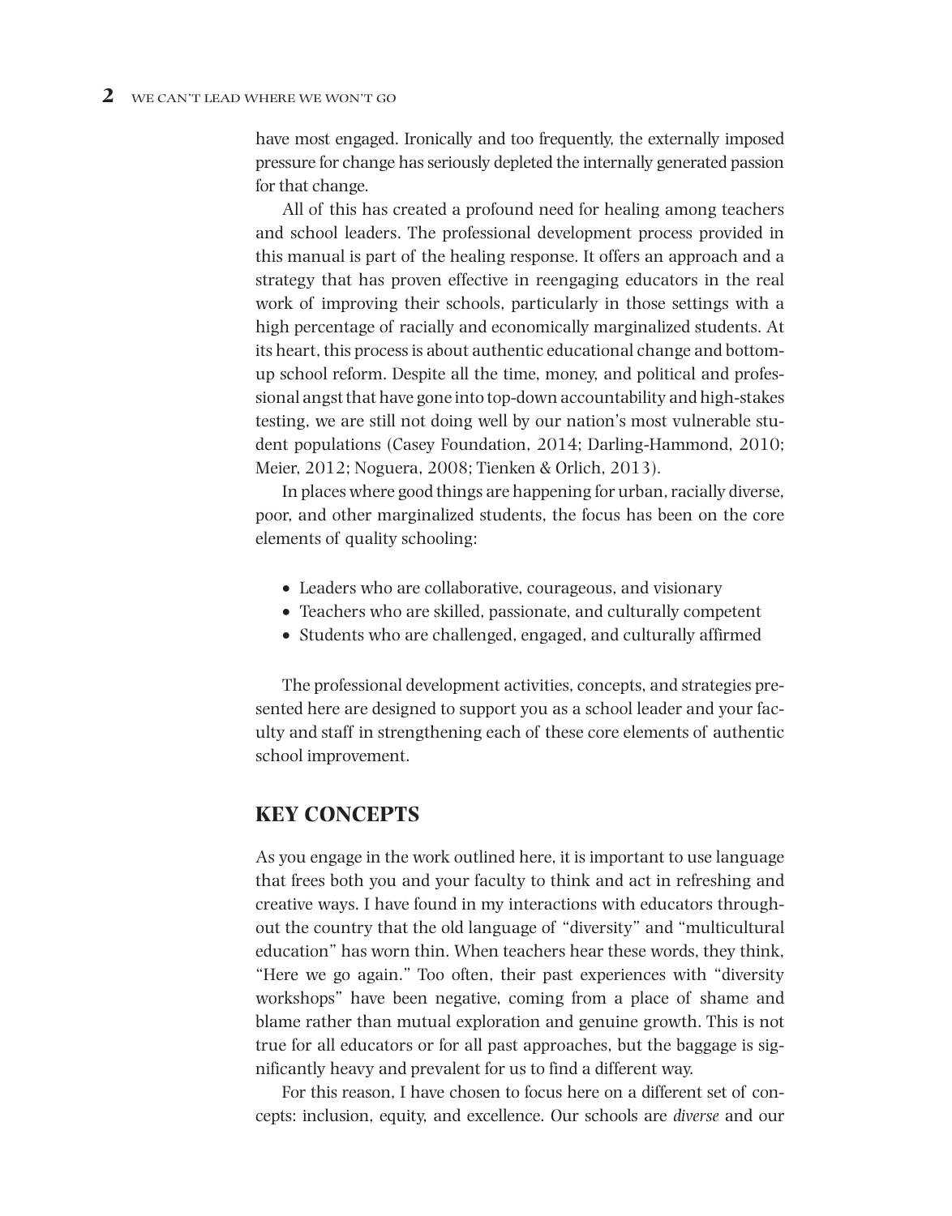have most engaged. Ironically and too frequently, the externally imposed pressure for change has seriously depleted the internally generated passion for that change.

All of this has created a profound need for healing among teachers and school leaders. The professional development process provided in this manual is part of the healing response. It offers an approach and a strategy that has proven effective in reengaging educators in the real work of improving their schools, particularly in those settings with a high percentage of racially and economically marginalized students. At its heart, this process is about authentic educational change and bottom-up school reform. Despite all the time, money, and political and professional angst that have gone into top-down accountability and high-stakes testing, we are still not doing well by our nation's most vulnerable student populations (Casey Foundation, 2014; Darling-Hammond, 2010; Meier, 2012; Noguera, 2008; Tienken & Orlich, 2013).

In places where good things are happening for urban, racially diverse, poor, and other marginalized students, the focus has been on the core elements of quality schooling:

- Leaders who are collaborative, courageous, and visionary
- Teachers who are skilled, passionate, and culturally competent
- Students who are challenged, engaged, and culturally affirmed

The professional development activities, concepts, and strategies presented here are designed to support you as a school leader and your faculty and staff in strengthening each of these core elements of authentic school improvement.

## KEY CONCEPTS

As you engage in the work outlined here, it is important to use language that frees both you and your faculty to think and act in refreshing and creative ways. I have found in my interactions with educators throughout the country that the old language of "diversity" and "multicultural education" has worn thin. When teachers hear these words, they think, "Here we go again." Too often, their past experiences with "diversity workshops" have been negative, coming from a place of shame and blame rather than mutual exploration and genuine growth. This is not true for all educators or for all past approaches, but the baggage is significantly heavy and prevalent for us to find a different way.

For this reason, I have chosen to focus here on a different set of concepts: inclusion, equity, and excellence. Our schools are *diverse* and our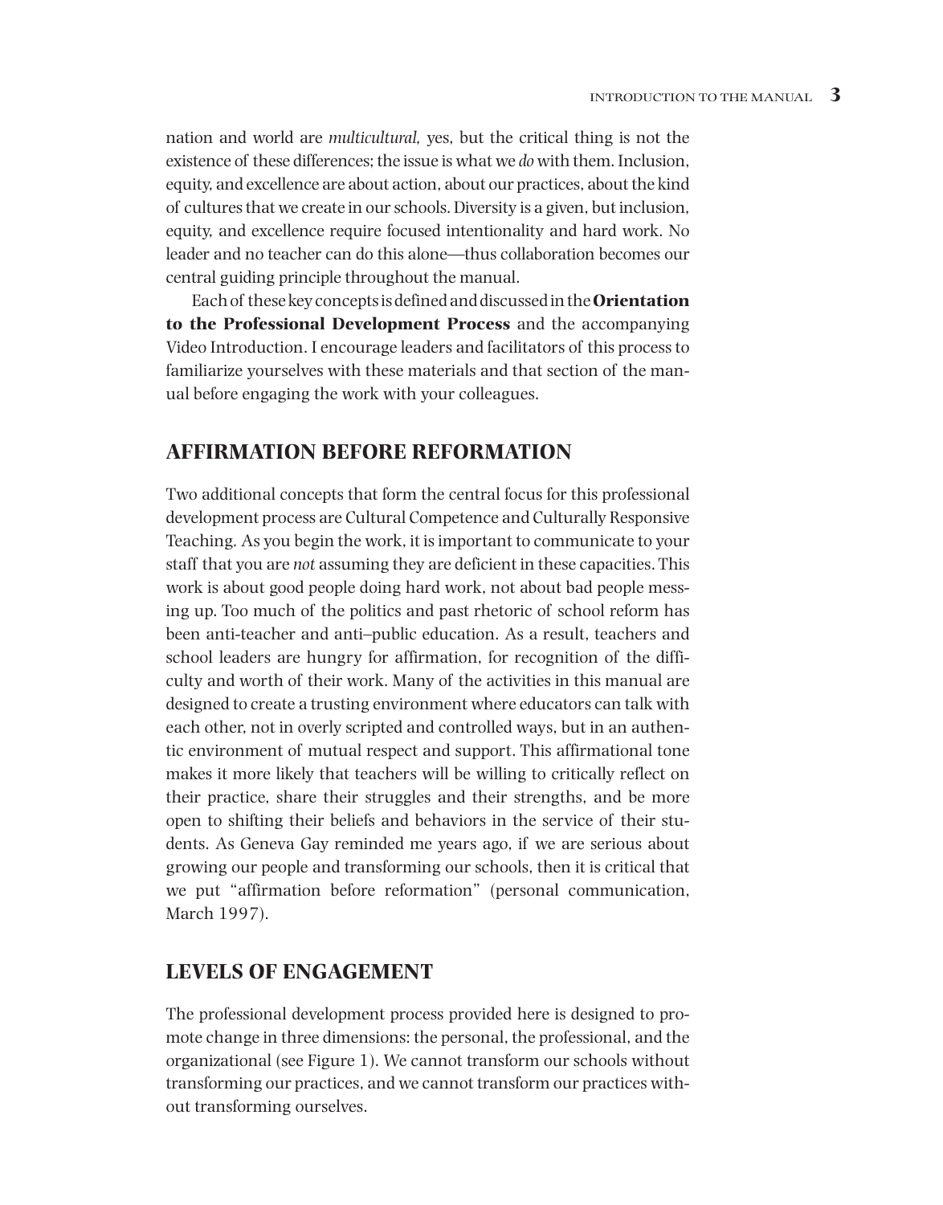nation and world are *multicultural,* yes, but the critical thing is not the existence of these differences; the issue is what we *do* with them. Inclusion, equity, and excellence are about action, about our practices, about the kind of cultures that we create in our schools. Diversity is a given, but inclusion, equity, and excellence require focused intentionality and hard work. No leader and no teacher can do this alone—thus collaboration becomes our central guiding principle throughout the manual.

Each of these key concepts is defined and discussed in the **Orientation to the Professional Development Process** and the accompanying Video Introduction. I encourage leaders and facilitators of this process to familiarize yourselves with these materials and that section of the manual before engaging the work with your colleagues.

## AFFIRMATION BEFORE REFORMATION

Two additional concepts that form the central focus for this professional development process are Cultural Competence and Culturally Responsive Teaching. As you begin the work, it is important to communicate to your staff that you are *not* assuming they are deficient in these capacities. This work is about good people doing hard work, not about bad people messing up. Too much of the politics and past rhetoric of school reform has been anti-teacher and anti–public education. As a result, teachers and school leaders are hungry for affirmation, for recognition of the difficulty and worth of their work. Many of the activities in this manual are designed to create a trusting environment where educators can talk with each other, not in overly scripted and controlled ways, but in an authentic environment of mutual respect and support. This affirmational tone makes it more likely that teachers will be willing to critically reflect on their practice, share their struggles and their strengths, and be more open to shifting their beliefs and behaviors in the service of their students. As Geneva Gay reminded me years ago, if we are serious about growing our people and transforming our schools, then it is critical that we put "affirmation before reformation" (personal communication, March 1997).

## LEVELS OF ENGAGEMENT

The professional development process provided here is designed to promote change in three dimensions: the personal, the professional, and the organizational (see Figure 1). We cannot transform our schools without transforming our practices, and we cannot transform our practices without transforming ourselves.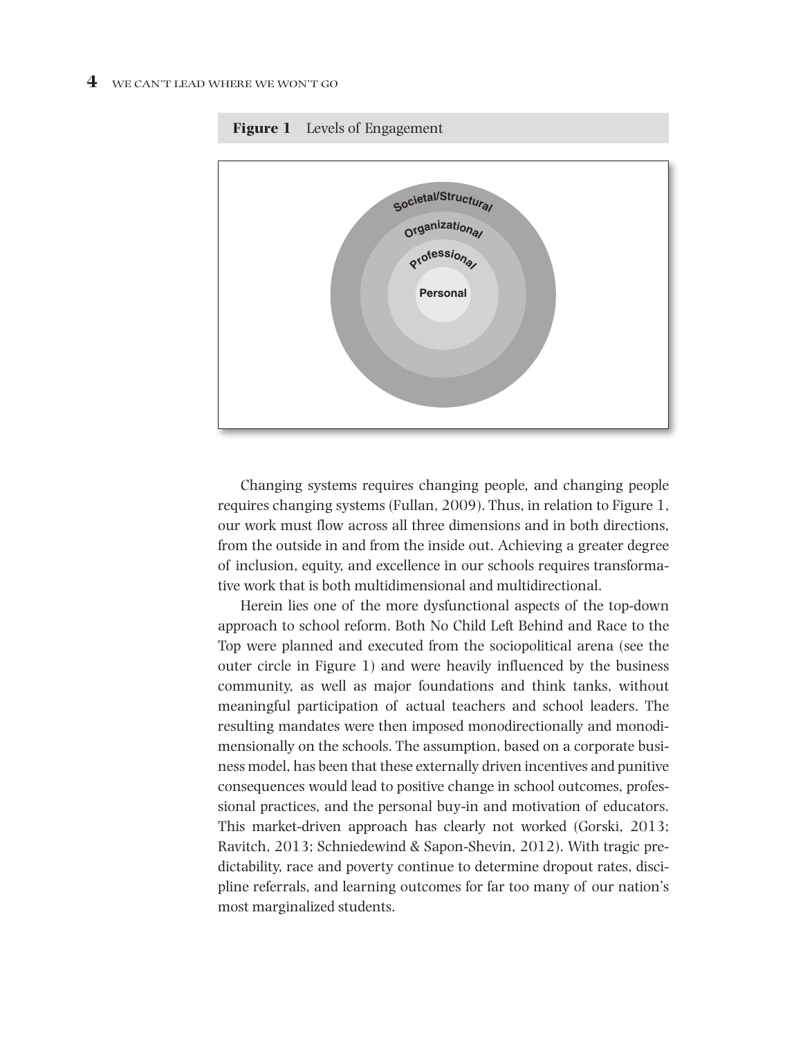**Figure 1** Levels of Engagement

Changing systems requires changing people, and changing people requires changing systems (Fullan, 2009). Thus, in relation to Figure 1, our work must flow across all three dimensions and in both directions, from the outside in and from the inside out. Achieving a greater degree of inclusion, equity, and excellence in our schools requires transformative work that is both multidimensional and multidirectional.

Herein lies one of the more dysfunctional aspects of the top-down approach to school reform. Both No Child Left Behind and Race to the Top were planned and executed from the sociopolitical arena (see the outer circle in Figure 1) and were heavily influenced by the business community, as well as major foundations and think tanks, without meaningful participation of actual teachers and school leaders. The resulting mandates were then imposed monodirectionally and monodimensionally on the schools. The assumption, based on a corporate business model, has been that these externally driven incentives and punitive consequences would lead to positive change in school outcomes, professional practices, and the personal buy-in and motivation of educators. This market-driven approach has clearly not worked (Gorski, 2013; Ravitch, 2013; Schniedewind & Sapon-Shevin, 2012). With tragic predictability, race and poverty continue to determine dropout rates, discipline referrals, and learning outcomes for far too many of our nation's most marginalized students.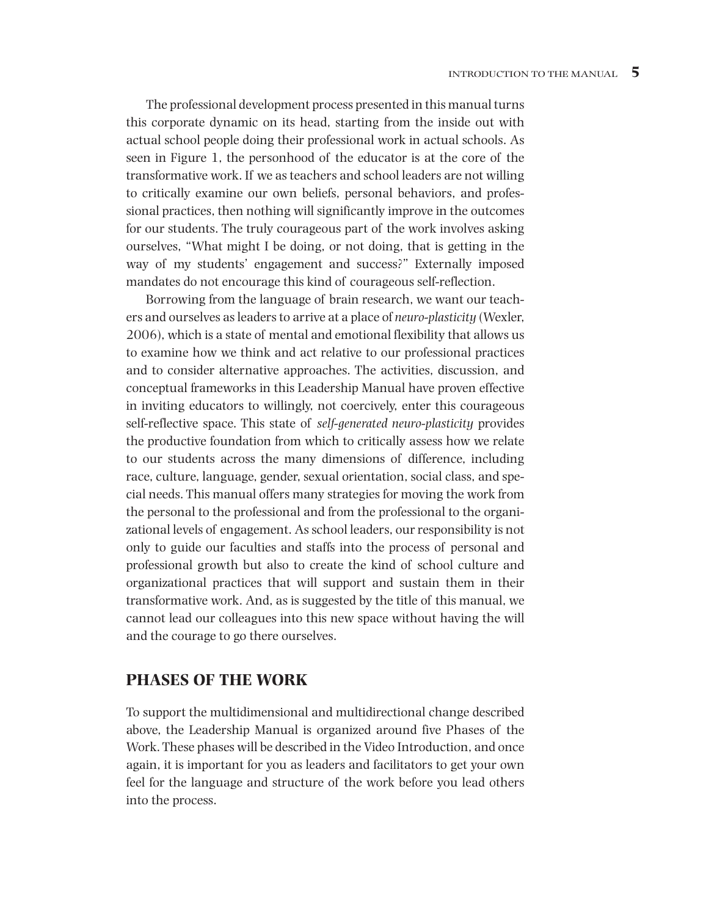The professional development process presented in this manual turns this corporate dynamic on its head, starting from the inside out with actual school people doing their professional work in actual schools. As seen in Figure 1, the personhood of the educator is at the core of the transformative work. If we as teachers and school leaders are not willing to critically examine our own beliefs, personal behaviors, and professional practices, then nothing will significantly improve in the outcomes for our students. The truly courageous part of the work involves asking ourselves, "What might I be doing, or not doing, that is getting in the way of my students' engagement and success?" Externally imposed mandates do not encourage this kind of courageous self-reflection.

Borrowing from the language of brain research, we want our teachers and ourselves as leaders to arrive at a place of *neuro-plasticity* (Wexler, 2006), which is a state of mental and emotional flexibility that allows us to examine how we think and act relative to our professional practices and to consider alternative approaches. The activities, discussion, and conceptual frameworks in this Leadership Manual have proven effective in inviting educators to willingly, not coercively, enter this courageous self-reflective space. This state of *self-generated neuro-plasticity* provides the productive foundation from which to critically assess how we relate to our students across the many dimensions of difference, including race, culture, language, gender, sexual orientation, social class, and special needs. This manual offers many strategies for moving the work from the personal to the professional and from the professional to the organizational levels of engagement. As school leaders, our responsibility is not only to guide our faculties and staffs into the process of personal and professional growth but also to create the kind of school culture and organizational practices that will support and sustain them in their transformative work. And, as is suggested by the title of this manual, we cannot lead our colleagues into this new space without having the will and the courage to go there ourselves.

## PHASES OF THE WORK

To support the multidimensional and multidirectional change described above, the Leadership Manual is organized around five Phases of the Work. These phases will be described in the Video Introduction, and once again, it is important for you as leaders and facilitators to get your own feel for the language and structure of the work before you lead others into the process.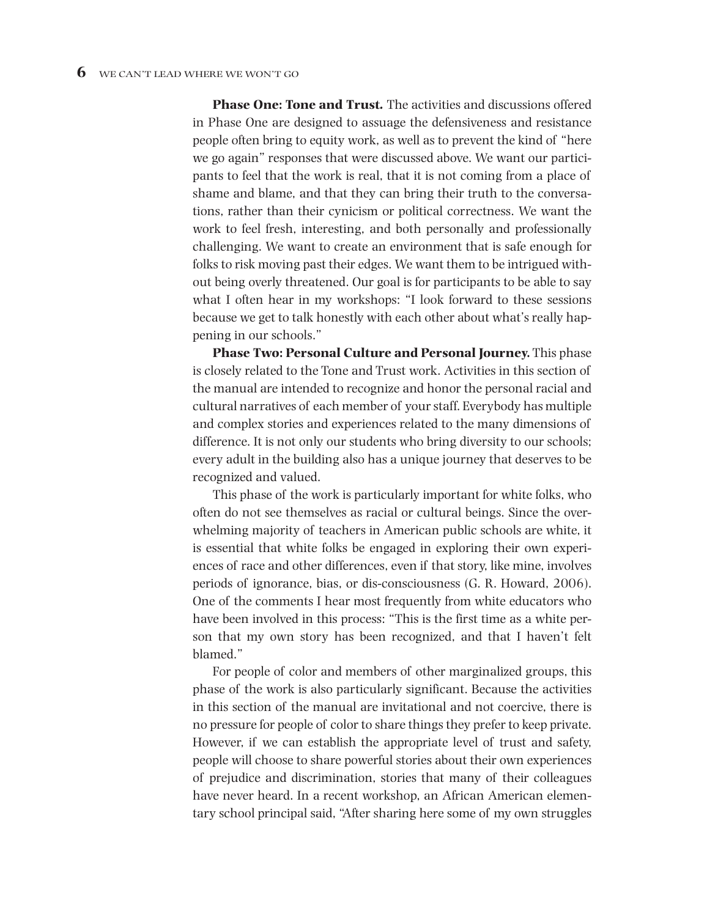**Phase One: Tone and Trust.** The activities and discussions offered in Phase One are designed to assuage the defensiveness and resistance people often bring to equity work, as well as to prevent the kind of "here we go again" responses that were discussed above. We want our participants to feel that the work is real, that it is not coming from a place of shame and blame, and that they can bring their truth to the conversations, rather than their cynicism or political correctness. We want the work to feel fresh, interesting, and both personally and professionally challenging. We want to create an environment that is safe enough for folks to risk moving past their edges. We want them to be intrigued without being overly threatened. Our goal is for participants to be able to say what I often hear in my workshops: "I look forward to these sessions because we get to talk honestly with each other about what's really happening in our schools."

**Phase Two: Personal Culture and Personal Journey.** This phase is closely related to the Tone and Trust work. Activities in this section of the manual are intended to recognize and honor the personal racial and cultural narratives of each member of your staff. Everybody has multiple and complex stories and experiences related to the many dimensions of difference. It is not only our students who bring diversity to our schools; every adult in the building also has a unique journey that deserves to be recognized and valued.

This phase of the work is particularly important for white folks, who often do not see themselves as racial or cultural beings. Since the overwhelming majority of teachers in American public schools are white, it is essential that white folks be engaged in exploring their own experiences of race and other differences, even if that story, like mine, involves periods of ignorance, bias, or dis-consciousness (G. R. Howard, 2006). One of the comments I hear most frequently from white educators who have been involved in this process: "This is the first time as a white person that my own story has been recognized, and that I haven't felt blamed."

For people of color and members of other marginalized groups, this phase of the work is also particularly significant. Because the activities in this section of the manual are invitational and not coercive, there is no pressure for people of color to share things they prefer to keep private. However, if we can establish the appropriate level of trust and safety, people will choose to share powerful stories about their own experiences of prejudice and discrimination, stories that many of their colleagues have never heard. In a recent workshop, an African American elementary school principal said, "After sharing here some of my own struggles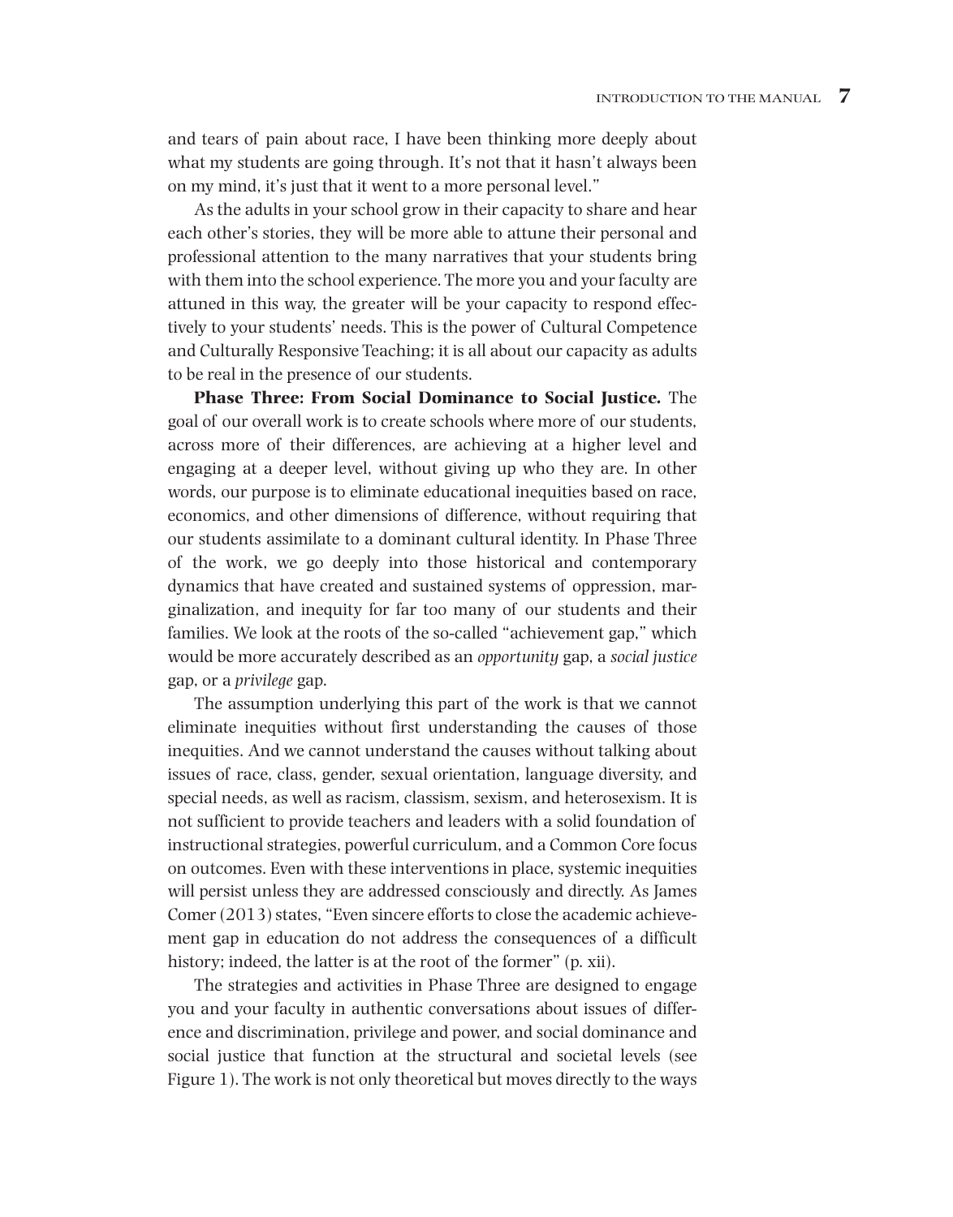and tears of pain about race, I have been thinking more deeply about what my students are going through. It's not that it hasn't always been on my mind, it's just that it went to a more personal level."

As the adults in your school grow in their capacity to share and hear each other's stories, they will be more able to attune their personal and professional attention to the many narratives that your students bring with them into the school experience. The more you and your faculty are attuned in this way, the greater will be your capacity to respond effectively to your students' needs. This is the power of Cultural Competence and Culturally Responsive Teaching; it is all about our capacity as adults to be real in the presence of our students.

**Phase Three: From Social Dominance to Social Justice.** The goal of our overall work is to create schools where more of our students, across more of their differences, are achieving at a higher level and engaging at a deeper level, without giving up who they are. In other words, our purpose is to eliminate educational inequities based on race, economics, and other dimensions of difference, without requiring that our students assimilate to a dominant cultural identity. In Phase Three of the work, we go deeply into those historical and contemporary dynamics that have created and sustained systems of oppression, marginalization, and inequity for far too many of our students and their families. We look at the roots of the so-called "achievement gap," which would be more accurately described as an *opportunity* gap, a *social justice* gap, or a *privilege* gap.

The assumption underlying this part of the work is that we cannot eliminate inequities without first understanding the causes of those inequities. And we cannot understand the causes without talking about issues of race, class, gender, sexual orientation, language diversity, and special needs, as well as racism, classism, sexism, and heterosexism. It is not sufficient to provide teachers and leaders with a solid foundation of instructional strategies, powerful curriculum, and a Common Core focus on outcomes. Even with these interventions in place, systemic inequities will persist unless they are addressed consciously and directly. As James Comer (2013) states, "Even sincere efforts to close the academic achievement gap in education do not address the consequences of a difficult history; indeed, the latter is at the root of the former" (p. xii).

The strategies and activities in Phase Three are designed to engage you and your faculty in authentic conversations about issues of difference and discrimination, privilege and power, and social dominance and social justice that function at the structural and societal levels (see Figure 1). The work is not only theoretical but moves directly to the ways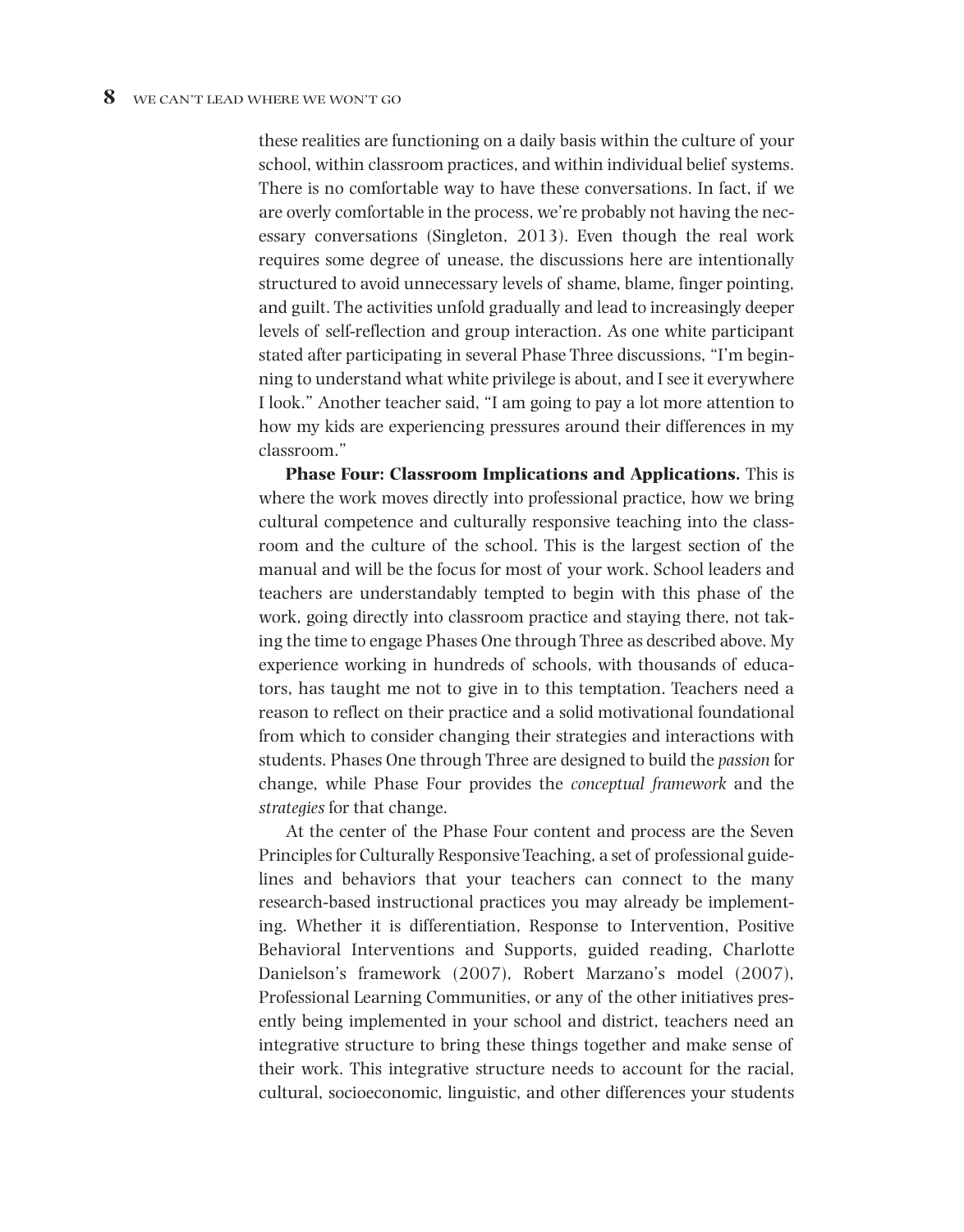these realities are functioning on a daily basis within the culture of your school, within classroom practices, and within individual belief systems. There is no comfortable way to have these conversations. In fact, if we are overly comfortable in the process, we're probably not having the necessary conversations (Singleton, 2013). Even though the real work requires some degree of unease, the discussions here are intentionally structured to avoid unnecessary levels of shame, blame, finger pointing, and guilt. The activities unfold gradually and lead to increasingly deeper levels of self-reflection and group interaction. As one white participant stated after participating in several Phase Three discussions, "I'm beginning to understand what white privilege is about, and I see it everywhere I look." Another teacher said, "I am going to pay a lot more attention to how my kids are experiencing pressures around their differences in my classroom."

**Phase Four: Classroom Implications and Applications.** This is where the work moves directly into professional practice, how we bring cultural competence and culturally responsive teaching into the classroom and the culture of the school. This is the largest section of the manual and will be the focus for most of your work. School leaders and teachers are understandably tempted to begin with this phase of the work, going directly into classroom practice and staying there, not taking the time to engage Phases One through Three as described above. My experience working in hundreds of schools, with thousands of educators, has taught me not to give in to this temptation. Teachers need a reason to reflect on their practice and a solid motivational foundational from which to consider changing their strategies and interactions with students. Phases One through Three are designed to build the *passion* for change, while Phase Four provides the *conceptual framework* and the *strategies* for that change.

At the center of the Phase Four content and process are the Seven Principles for Culturally Responsive Teaching, a set of professional guidelines and behaviors that your teachers can connect to the many research-based instructional practices you may already be implementing. Whether it is differentiation, Response to Intervention, Positive Behavioral Interventions and Supports, guided reading, Charlotte Danielson's framework (2007), Robert Marzano's model (2007), Professional Learning Communities, or any of the other initiatives presently being implemented in your school and district, teachers need an integrative structure to bring these things together and make sense of their work. This integrative structure needs to account for the racial, cultural, socioeconomic, linguistic, and other differences your students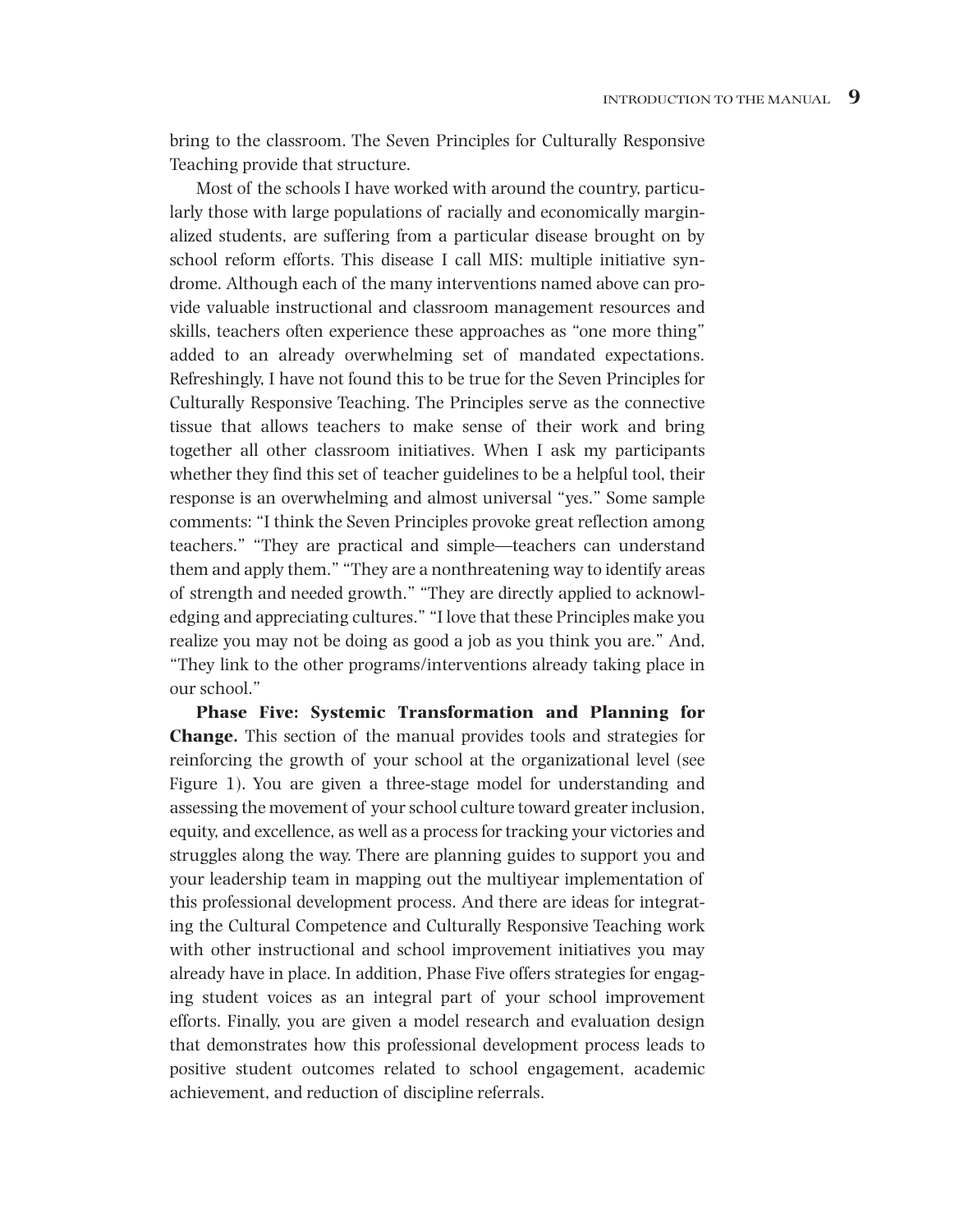bring to the classroom. The Seven Principles for Culturally Responsive Teaching provide that structure.

Most of the schools I have worked with around the country, particularly those with large populations of racially and economically marginalized students, are suffering from a particular disease brought on by school reform efforts. This disease I call MIS: multiple initiative syndrome. Although each of the many interventions named above can provide valuable instructional and classroom management resources and skills, teachers often experience these approaches as "one more thing" added to an already overwhelming set of mandated expectations. Refreshingly, I have not found this to be true for the Seven Principles for Culturally Responsive Teaching. The Principles serve as the connective tissue that allows teachers to make sense of their work and bring together all other classroom initiatives. When I ask my participants whether they find this set of teacher guidelines to be a helpful tool, their response is an overwhelming and almost universal "yes." Some sample comments: "I think the Seven Principles provoke great reflection among teachers." "They are practical and simple—teachers can understand them and apply them." "They are a nonthreatening way to identify areas of strength and needed growth." "They are directly applied to acknowledging and appreciating cultures." "I love that these Principles make you realize you may not be doing as good a job as you think you are." And, "They link to the other programs/interventions already taking place in our school."

**Phase Five: Systemic Transformation and Planning for Change.** This section of the manual provides tools and strategies for reinforcing the growth of your school at the organizational level (see Figure 1). You are given a three-stage model for understanding and assessing the movement of your school culture toward greater inclusion, equity, and excellence, as well as a process for tracking your victories and struggles along the way. There are planning guides to support you and your leadership team in mapping out the multiyear implementation of this professional development process. And there are ideas for integrating the Cultural Competence and Culturally Responsive Teaching work with other instructional and school improvement initiatives you may already have in place. In addition, Phase Five offers strategies for engaging student voices as an integral part of your school improvement efforts. Finally, you are given a model research and evaluation design that demonstrates how this professional development process leads to positive student outcomes related to school engagement, academic achievement, and reduction of discipline referrals.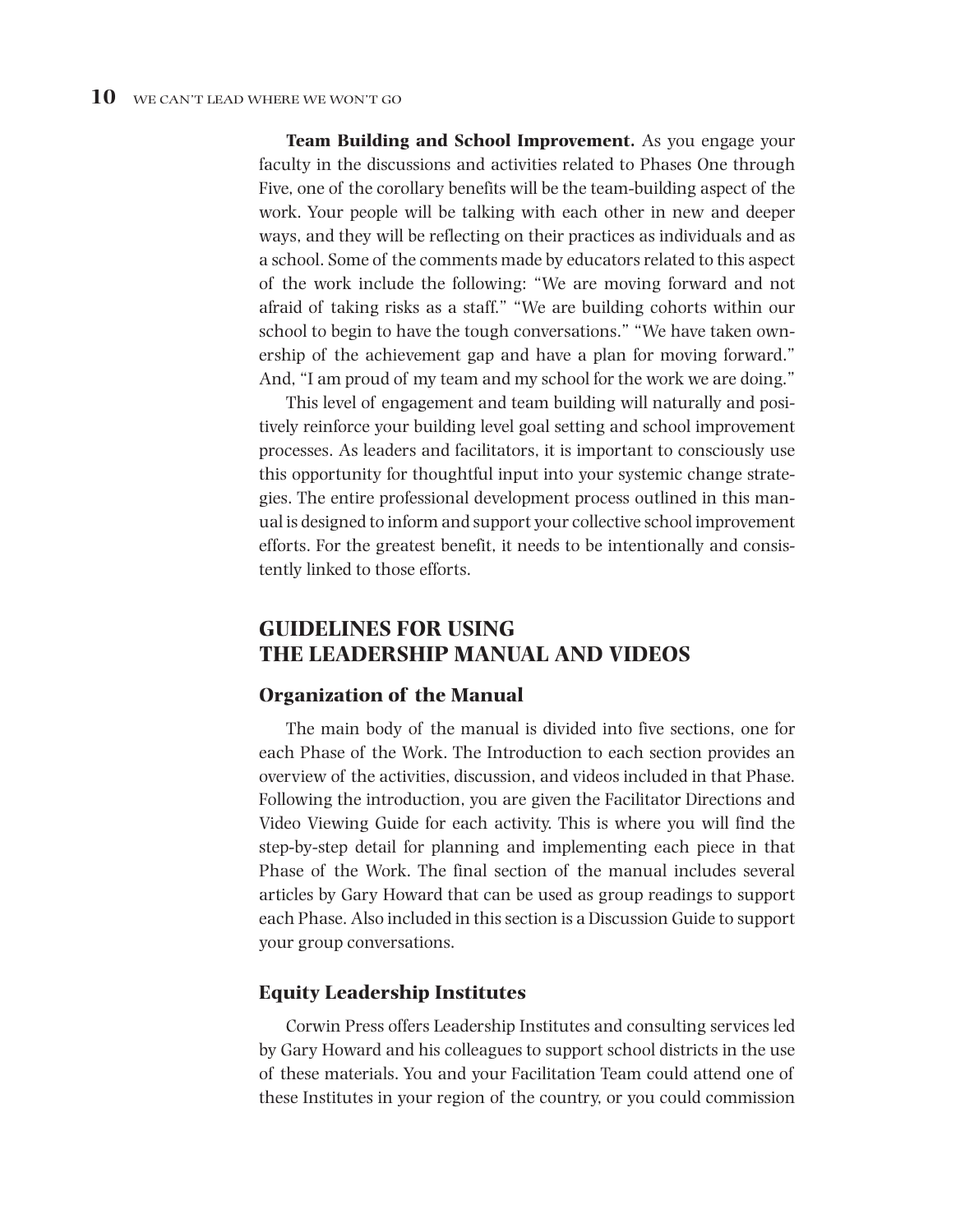**Team Building and School Improvement.** As you engage your faculty in the discussions and activities related to Phases One through Five, one of the corollary benefits will be the team-building aspect of the work. Your people will be talking with each other in new and deeper ways, and they will be reflecting on their practices as individuals and as a school. Some of the comments made by educators related to this aspect of the work include the following: "We are moving forward and not afraid of taking risks as a staff." "We are building cohorts within our school to begin to have the tough conversations." "We have taken ownership of the achievement gap and have a plan for moving forward." And, "I am proud of my team and my school for the work we are doing."

This level of engagement and team building will naturally and positively reinforce your building level goal setting and school improvement processes. As leaders and facilitators, it is important to consciously use this opportunity for thoughtful input into your systemic change strategies. The entire professional development process outlined in this manual is designed to inform and support your collective school improvement efforts. For the greatest benefit, it needs to be intentionally and consistently linked to those efforts.

## GUIDELINES FOR USING THE LEADERSHIP MANUAL AND VIDEOS

### Organization of the Manual

The main body of the manual is divided into five sections, one for each Phase of the Work. The Introduction to each section provides an overview of the activities, discussion, and videos included in that Phase. Following the introduction, you are given the Facilitator Directions and Video Viewing Guide for each activity. This is where you will find the step-by-step detail for planning and implementing each piece in that Phase of the Work. The final section of the manual includes several articles by Gary Howard that can be used as group readings to support each Phase. Also included in this section is a Discussion Guide to support your group conversations.

### Equity Leadership Institutes

Corwin Press offers Leadership Institutes and consulting services led by Gary Howard and his colleagues to support school districts in the use of these materials. You and your Facilitation Team could attend one of these Institutes in your region of the country, or you could commission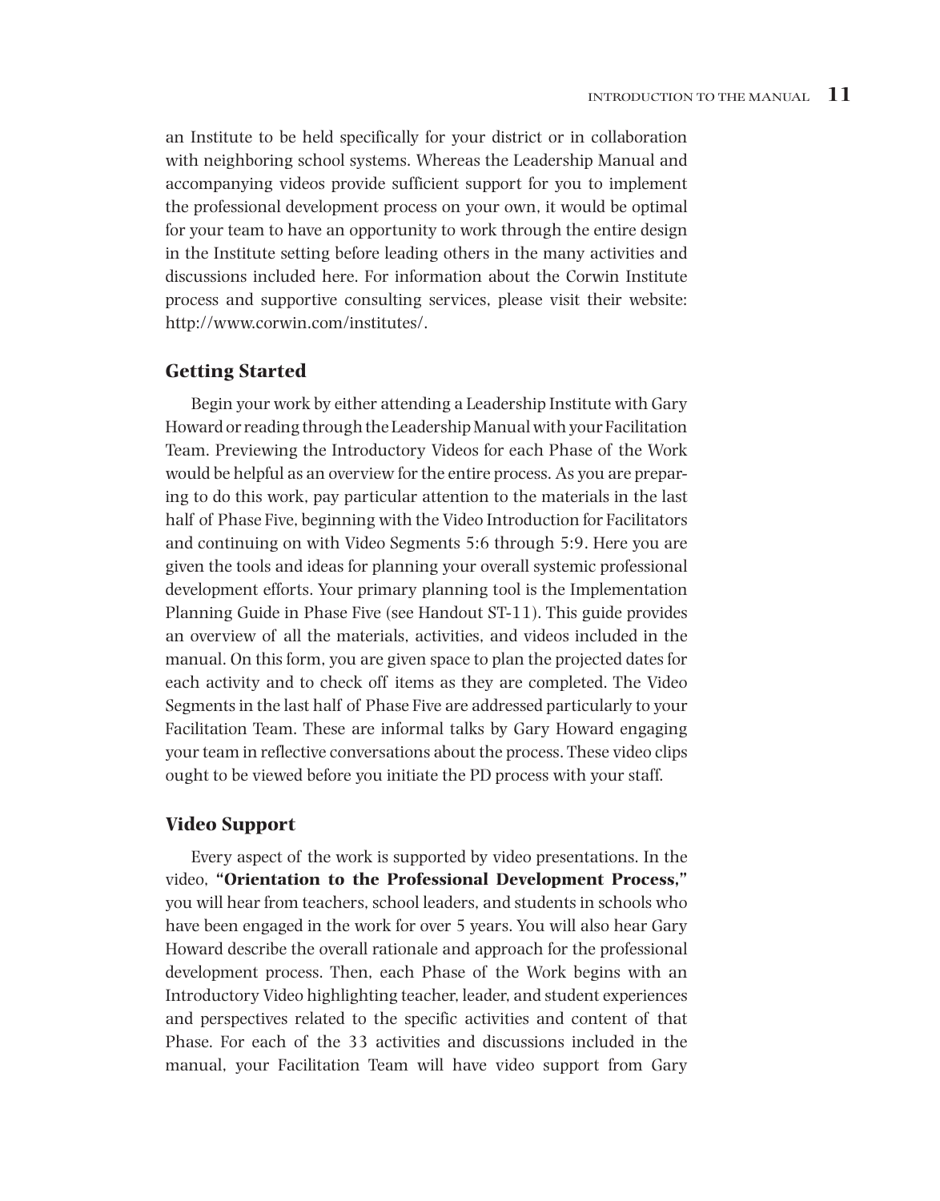an Institute to be held specifically for your district or in collaboration with neighboring school systems. Whereas the Leadership Manual and accompanying videos provide sufficient support for you to implement the professional development process on your own, it would be optimal for your team to have an opportunity to work through the entire design in the Institute setting before leading others in the many activities and discussions included here. For information about the Corwin Institute process and supportive consulting services, please visit their website: http://www.corwin.com/institutes/.

## Getting Started

Begin your work by either attending a Leadership Institute with Gary Howard or reading through the Leadership Manual with your Facilitation Team. Previewing the Introductory Videos for each Phase of the Work would be helpful as an overview for the entire process. As you are preparing to do this work, pay particular attention to the materials in the last half of Phase Five, beginning with the Video Introduction for Facilitators and continuing on with Video Segments 5:6 through 5:9. Here you are given the tools and ideas for planning your overall systemic professional development efforts. Your primary planning tool is the Implementation Planning Guide in Phase Five (see Handout ST-11). This guide provides an overview of all the materials, activities, and videos included in the manual. On this form, you are given space to plan the projected dates for each activity and to check off items as they are completed. The Video Segments in the last half of Phase Five are addressed particularly to your Facilitation Team. These are informal talks by Gary Howard engaging your team in reflective conversations about the process. These video clips ought to be viewed before you initiate the PD process with your staff.

## Video Support

Every aspect of the work is supported by video presentations. In the video, **"Orientation to the Professional Development Process,"** you will hear from teachers, school leaders, and students in schools who have been engaged in the work for over 5 years. You will also hear Gary Howard describe the overall rationale and approach for the professional development process. Then, each Phase of the Work begins with an Introductory Video highlighting teacher, leader, and student experiences and perspectives related to the specific activities and content of that Phase. For each of the 33 activities and discussions included in the manual, your Facilitation Team will have video support from Gary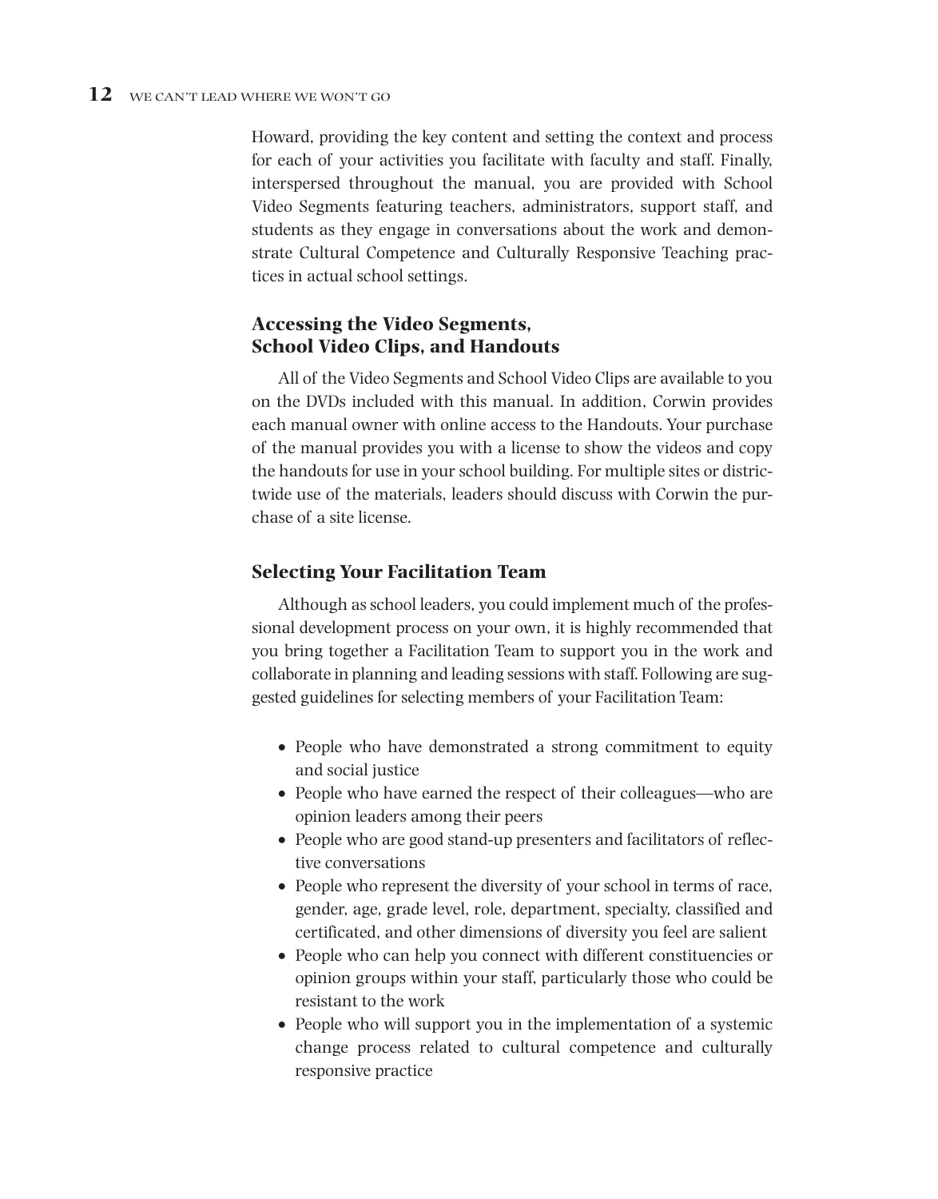Howard, providing the key content and setting the context and process for each of your activities you facilitate with faculty and staff. Finally, interspersed throughout the manual, you are provided with School Video Segments featuring teachers, administrators, support staff, and students as they engage in conversations about the work and demonstrate Cultural Competence and Culturally Responsive Teaching practices in actual school settings.

### Accessing the Video Segments, School Video Clips, and Handouts

All of the Video Segments and School Video Clips are available to you on the DVDs included with this manual. In addition, Corwin provides each manual owner with online access to the Handouts. Your purchase of the manual provides you with a license to show the videos and copy the handouts for use in your school building. For multiple sites or districtwide use of the materials, leaders should discuss with Corwin the purchase of a site license.

### Selecting Your Facilitation Team

Although as school leaders, you could implement much of the professional development process on your own, it is highly recommended that you bring together a Facilitation Team to support you in the work and collaborate in planning and leading sessions with staff. Following are suggested guidelines for selecting members of your Facilitation Team:

- People who have demonstrated a strong commitment to equity and social justice
- People who have earned the respect of their colleagues—who are opinion leaders among their peers
- People who are good stand-up presenters and facilitators of reflective conversations
- People who represent the diversity of your school in terms of race, gender, age, grade level, role, department, specialty, classified and certificated, and other dimensions of diversity you feel are salient
- People who can help you connect with different constituencies or opinion groups within your staff, particularly those who could be resistant to the work
- People who will support you in the implementation of a systemic change process related to cultural competence and culturally responsive practice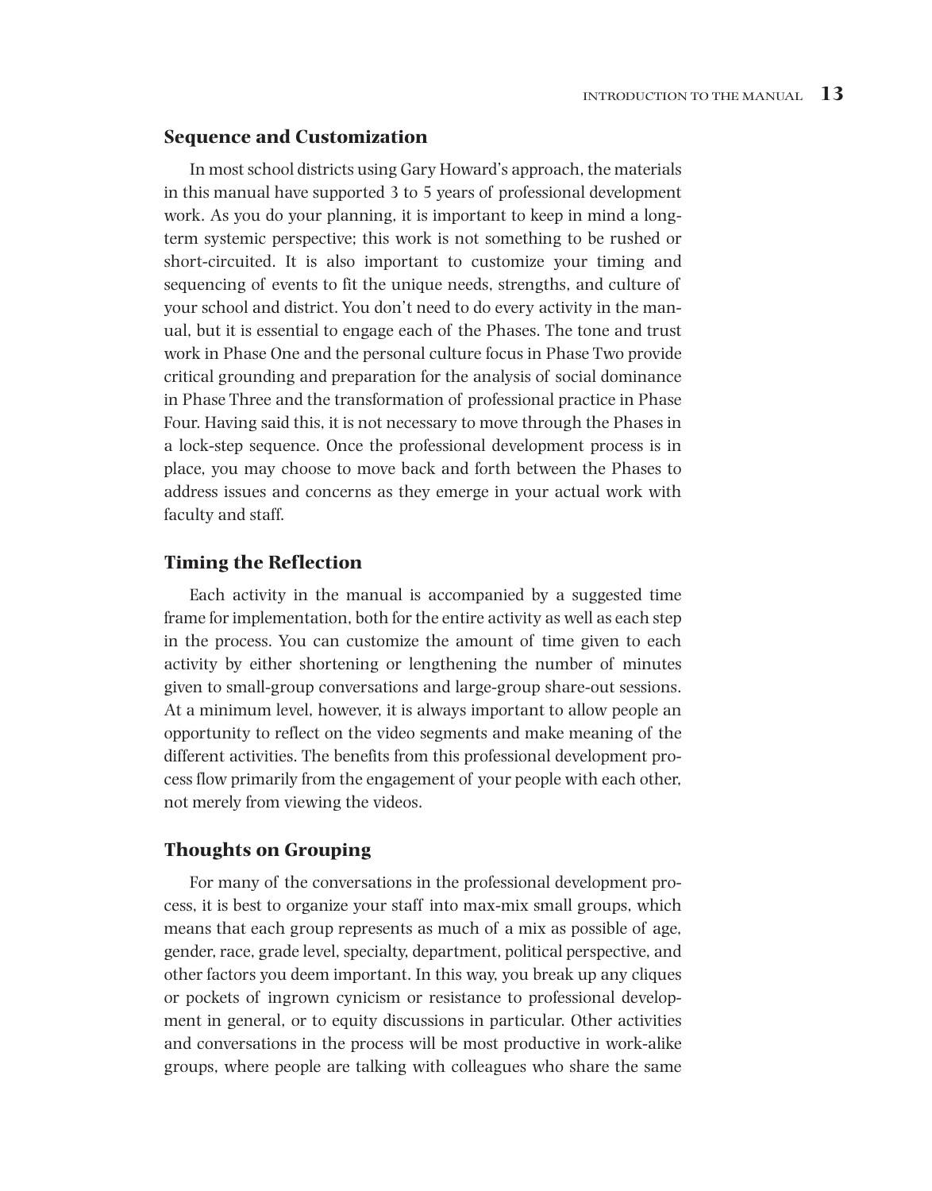### Sequence and Customization

In most school districts using Gary Howard's approach, the materials in this manual have supported 3 to 5 years of professional development work. As you do your planning, it is important to keep in mind a long-term systemic perspective; this work is not something to be rushed or short-circuited. It is also important to customize your timing and sequencing of events to fit the unique needs, strengths, and culture of your school and district. You don't need to do every activity in the manual, but it is essential to engage each of the Phases. The tone and trust work in Phase One and the personal culture focus in Phase Two provide critical grounding and preparation for the analysis of social dominance in Phase Three and the transformation of professional practice in Phase Four. Having said this, it is not necessary to move through the Phases in a lock-step sequence. Once the professional development process is in place, you may choose to move back and forth between the Phases to address issues and concerns as they emerge in your actual work with faculty and staff.

### Timing the Reflection

Each activity in the manual is accompanied by a suggested time frame for implementation, both for the entire activity as well as each step in the process. You can customize the amount of time given to each activity by either shortening or lengthening the number of minutes given to small-group conversations and large-group share-out sessions. At a minimum level, however, it is always important to allow people an opportunity to reflect on the video segments and make meaning of the different activities. The benefits from this professional development process flow primarily from the engagement of your people with each other, not merely from viewing the videos.

### Thoughts on Grouping

For many of the conversations in the professional development process, it is best to organize your staff into max-mix small groups, which means that each group represents as much of a mix as possible of age, gender, race, grade level, specialty, department, political perspective, and other factors you deem important. In this way, you break up any cliques or pockets of ingrown cynicism or resistance to professional development in general, or to equity discussions in particular. Other activities and conversations in the process will be most productive in work-alike groups, where people are talking with colleagues who share the same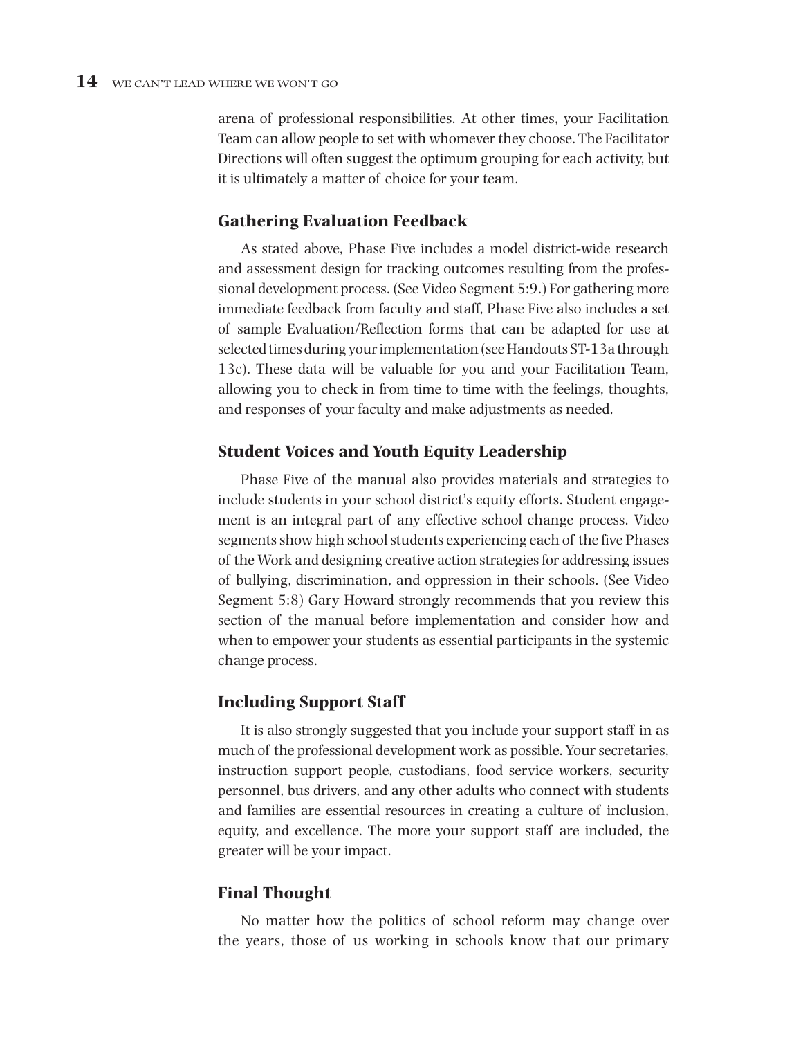arena of professional responsibilities. At other times, your Facilitation Team can allow people to set with whomever they choose. The Facilitator Directions will often suggest the optimum grouping for each activity, but it is ultimately a matter of choice for your team.

### Gathering Evaluation Feedback

As stated above, Phase Five includes a model district-wide research and assessment design for tracking outcomes resulting from the professional development process. (See Video Segment 5:9.) For gathering more immediate feedback from faculty and staff, Phase Five also includes a set of sample Evaluation/Reflection forms that can be adapted for use at selected times during your implementation (see Handouts ST-13a through 13c). These data will be valuable for you and your Facilitation Team, allowing you to check in from time to time with the feelings, thoughts, and responses of your faculty and make adjustments as needed.

### Student Voices and Youth Equity Leadership

Phase Five of the manual also provides materials and strategies to include students in your school district's equity efforts. Student engagement is an integral part of any effective school change process. Video segments show high school students experiencing each of the five Phases of the Work and designing creative action strategies for addressing issues of bullying, discrimination, and oppression in their schools. (See Video Segment 5:8) Gary Howard strongly recommends that you review this section of the manual before implementation and consider how and when to empower your students as essential participants in the systemic change process.

### Including Support Staff

It is also strongly suggested that you include your support staff in as much of the professional development work as possible. Your secretaries, instruction support people, custodians, food service workers, security personnel, bus drivers, and any other adults who connect with students and families are essential resources in creating a culture of inclusion, equity, and excellence. The more your support staff are included, the greater will be your impact.

### Final Thought

No matter how the politics of school reform may change over the years, those of us working in schools know that our primary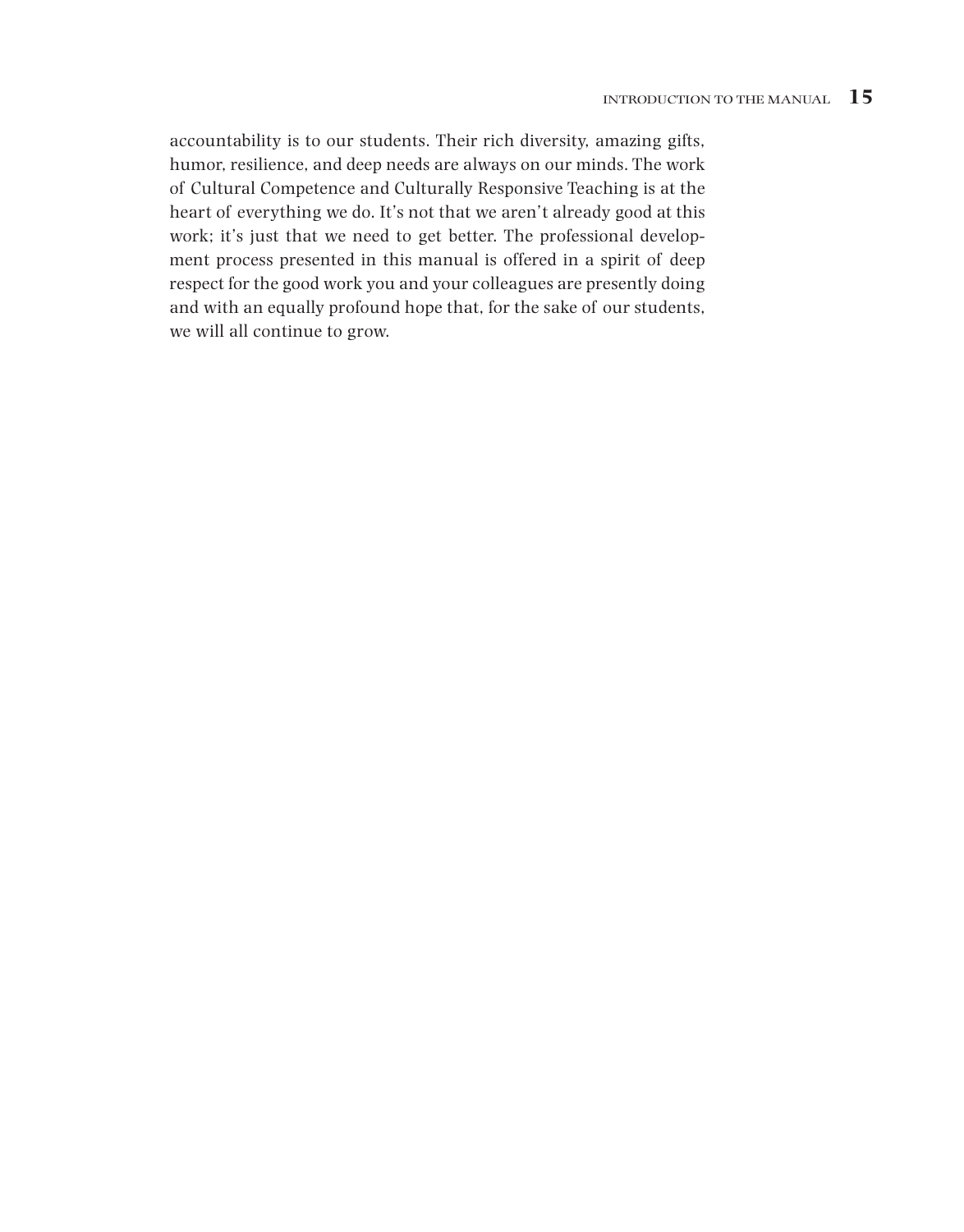accountability is to our students. Their rich diversity, amazing gifts, humor, resilience, and deep needs are always on our minds. The work of Cultural Competence and Culturally Responsive Teaching is at the heart of everything we do. It's not that we aren't already good at this work; it's just that we need to get better. The professional development process presented in this manual is offered in a spirit of deep respect for the good work you and your colleagues are presently doing and with an equally profound hope that, for the sake of our students, we will all continue to grow.